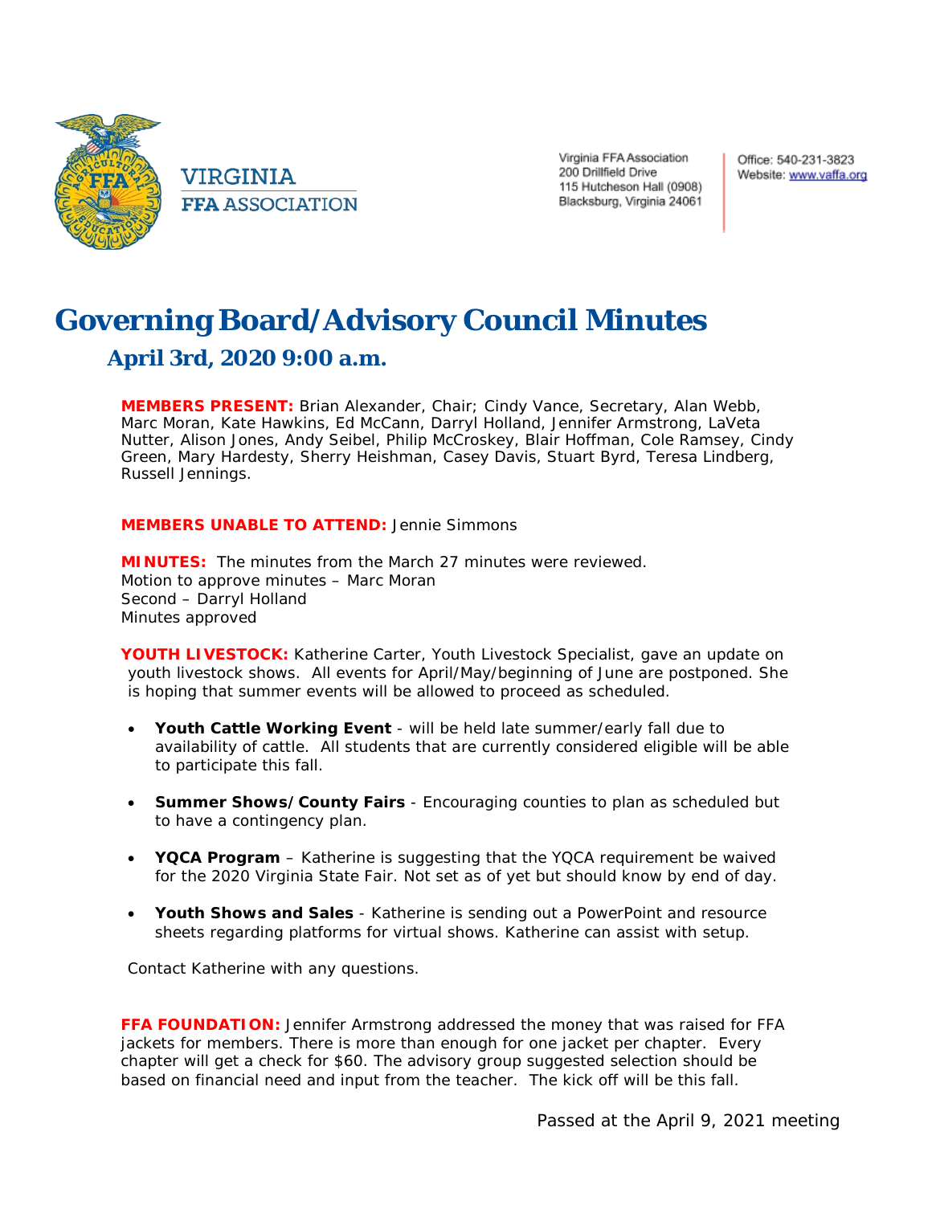VIRGINIA
FFA ASSOCIATION

Virginia FFA Association
200 Drillfield Drive
115 Hutcheson Hall (0908)
Blacksburg, Virginia 24061

Office: 540-231-3823
Website: www.vaffa.org

# Governing Board/Advisory Council Minutes

## April 3rd, 2020 9:00 a.m.

**MEMBERS PRESENT:** Brian Alexander, Chair; Cindy Vance, Secretary, Alan Webb, Marc Moran, Kate Hawkins, Ed McCann, Darryl Holland, Jennifer Armstrong, LaVeta Nutter, Alison Jones, Andy Seibel, Philip McCroskey, Blair Hoffman, Cole Ramsey, Cindy Green, Mary Hardesty, Sherry Heishman, Casey Davis, Stuart Byrd, Teresa Lindberg, Russell Jennings.

**MEMBERS UNABLE TO ATTEND:** Jennie Simmons

**MINUTES:** The minutes from the March 27 minutes were reviewed.
Motion to approve minutes – Marc Moran
Second – Darryl Holland
Minutes approved

**YOUTH LIVESTOCK:** Katherine Carter, Youth Livestock Specialist, gave an update on youth livestock shows. All events for April/May/beginning of June are postponed. She is hoping that summer events will be allowed to proceed as scheduled.

- **Youth Cattle Working Event** - will be held late summer/early fall due to availability of cattle. All students that are currently considered eligible will be able to participate this fall.
- **Summer Shows/County Fairs** - Encouraging counties to plan as scheduled but to have a contingency plan.
- **YQCA Program** – Katherine is suggesting that the YQCA requirement be waived for the 2020 Virginia State Fair. Not set as of yet but should know by end of day.
- **Youth Shows and Sales** - Katherine is sending out a PowerPoint and resource sheets regarding platforms for virtual shows. Katherine can assist with setup.

Contact Katherine with any questions.

**FFA FOUNDATION:** Jennifer Armstrong addressed the money that was raised for FFA jackets for members. There is more than enough for one jacket per chapter. Every chapter will get a check for $60. The advisory group suggested selection should be based on financial need and input from the teacher. The kick off will be this fall.

Passed at the April 9, 2021 meeting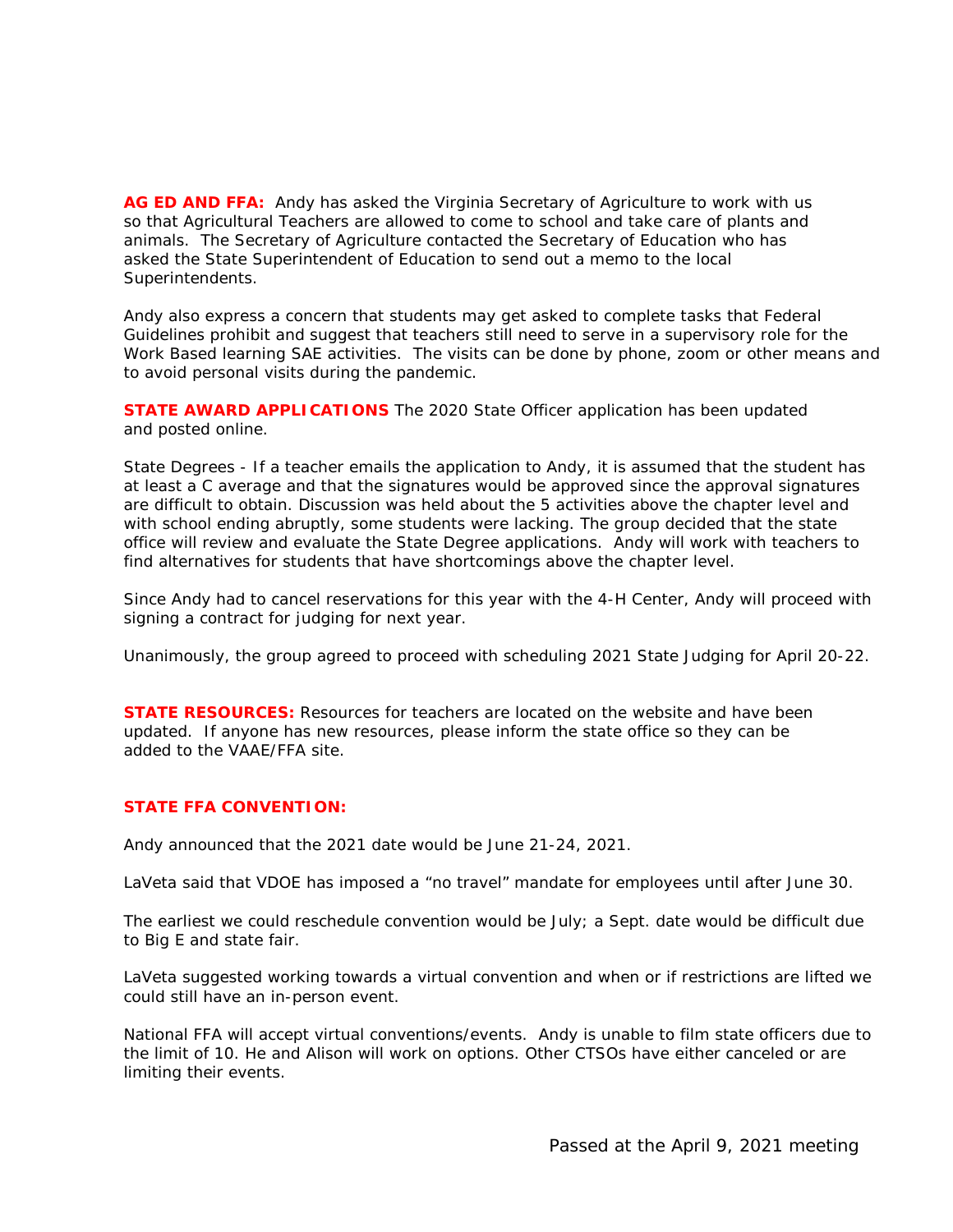**AG ED AND FFA:** Andy has asked the Virginia Secretary of Agriculture to work with us so that Agricultural Teachers are allowed to come to school and take care of plants and animals. The Secretary of Agriculture contacted the Secretary of Education who has asked the State Superintendent of Education to send out a memo to the local Superintendents.

Andy also express a concern that students may get asked to complete tasks that Federal Guidelines prohibit and suggest that teachers still need to serve in a supervisory role for the Work Based learning SAE activities. The visits can be done by phone, zoom or other means and to avoid personal visits during the pandemic.

**STATE AWARD APPLICATIONS** The 2020 State Officer application has been updated and posted online.

State Degrees - If a teacher emails the application to Andy, it is assumed that the student has at least a C average and that the signatures would be approved since the approval signatures are difficult to obtain. Discussion was held about the 5 activities above the chapter level and with school ending abruptly, some students were lacking. The group decided that the state office will review and evaluate the State Degree applications. Andy will work with teachers to find alternatives for students that have shortcomings above the chapter level.

Since Andy had to cancel reservations for this year with the 4-H Center, Andy will proceed with signing a contract for judging for next year.

Unanimously, the group agreed to proceed with scheduling 2021 State Judging for April 20-22.

**STATE RESOURCES:** Resources for teachers are located on the website and have been updated. If anyone has new resources, please inform the state office so they can be added to the VAAE/FFA site.

**STATE FFA CONVENTION:**

Andy announced that the 2021 date would be June 21-24, 2021.

LaVeta said that VDOE has imposed a "no travel" mandate for employees until after June 30.

The earliest we could reschedule convention would be July; a Sept. date would be difficult due to Big E and state fair.

LaVeta suggested working towards a virtual convention and when or if restrictions are lifted we could still have an in-person event.

National FFA will accept virtual conventions/events. Andy is unable to film state officers due to the limit of 10. He and Alison will work on options. Other CTSOs have either canceled or are limiting their events.

Passed at the April 9, 2021 meeting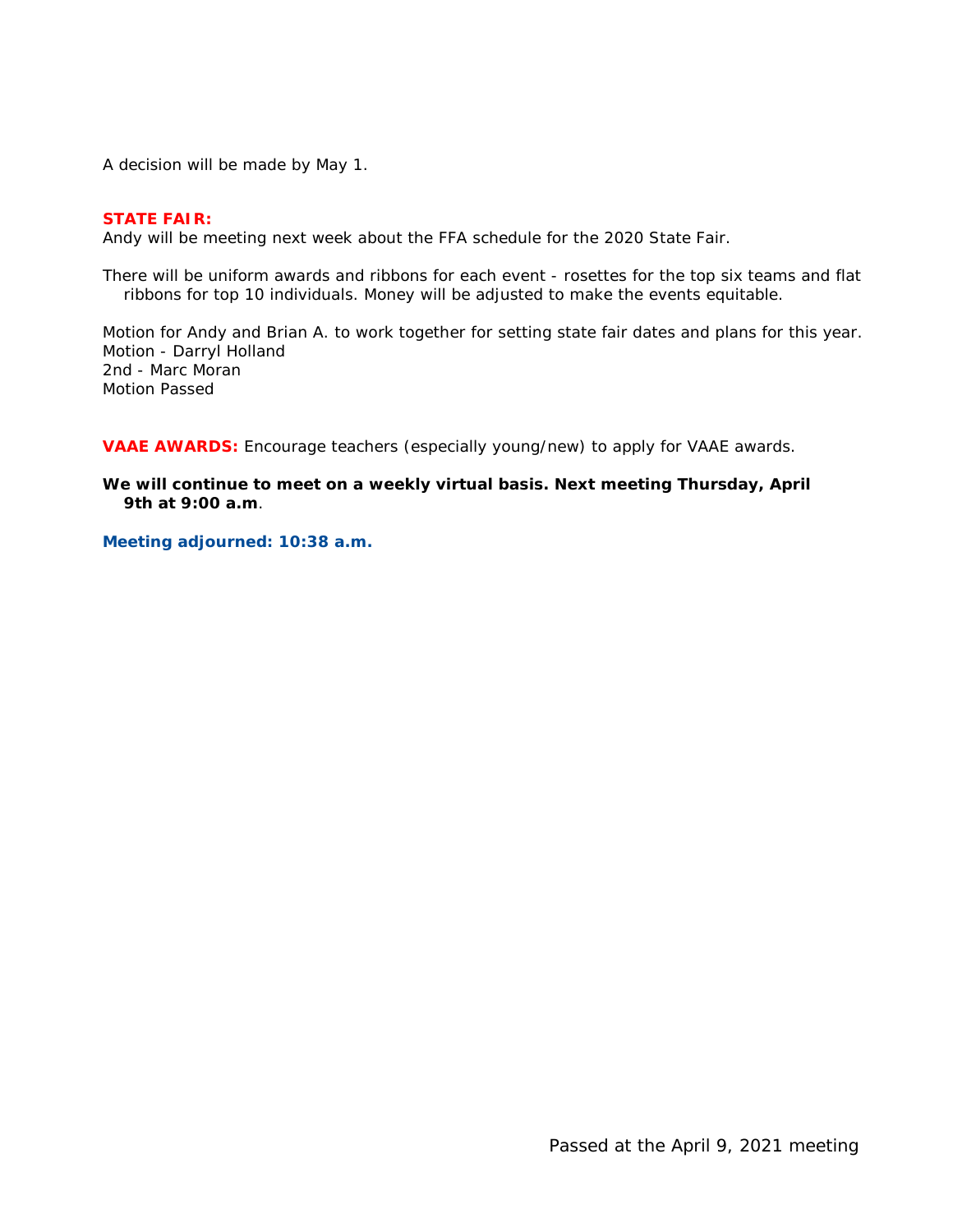A decision will be made by May 1.

**STATE FAIR:**
Andy will be meeting next week about the FFA schedule for the 2020 State Fair.

There will be uniform awards and ribbons for each event - rosettes for the top six teams and flat ribbons for top 10 individuals. Money will be adjusted to make the events equitable.

Motion for Andy and Brian A. to work together for setting state fair dates and plans for this year.
Motion - Darryl Holland
2nd - Marc Moran
Motion Passed

**VAAE AWARDS:** Encourage teachers (especially young/new) to apply for VAAE awards.

**We will continue to meet on a weekly virtual basis. Next meeting Thursday, April 9th at 9:00 a.m**.

**Meeting adjourned: 10:38 a.m.**

Passed at the April 9, 2021 meeting